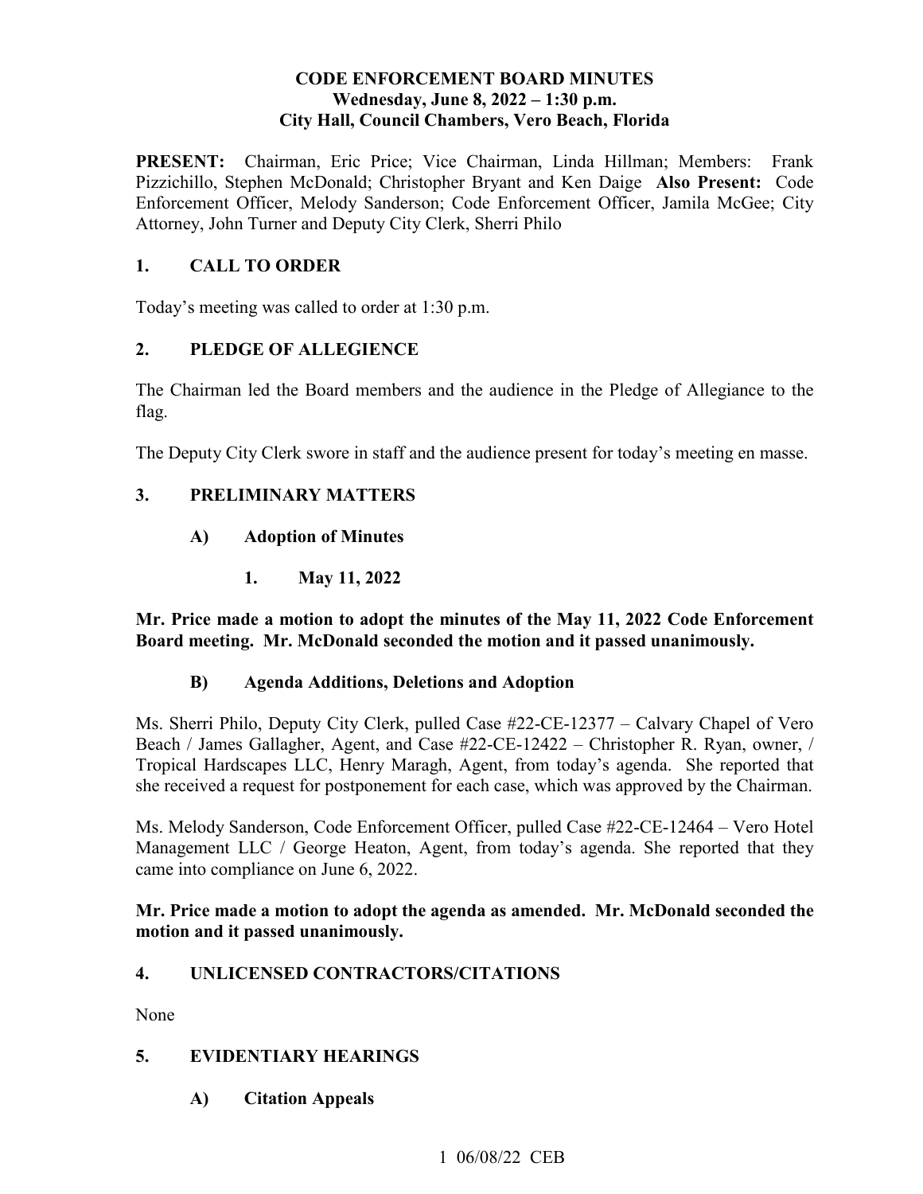# CODE ENFORCEMENT BOARD MINUTES
**Wednesday, June 8, 2022 – 1:30 p.m.**
**City Hall, Council Chambers, Vero Beach, Florida**

**PRESENT:** Chairman, Eric Price; Vice Chairman, Linda Hillman; Members: Frank Pizzichillo, Stephen McDonald; Christopher Bryant and Ken Daige **Also Present:** Code Enforcement Officer, Melody Sanderson; Code Enforcement Officer, Jamila McGee; City Attorney, John Turner and Deputy City Clerk, Sherri Philo

## 1. CALL TO ORDER

Today's meeting was called to order at 1:30 p.m.

## 2. PLEDGE OF ALLEGIENCE

The Chairman led the Board members and the audience in the Pledge of Allegiance to the flag.

The Deputy City Clerk swore in staff and the audience present for today's meeting en masse.

## 3. PRELIMINARY MATTERS

### A) Adoption of Minutes

#### 1. May 11, 2022

**Mr. Price made a motion to adopt the minutes of the May 11, 2022 Code Enforcement Board meeting. Mr. McDonald seconded the motion and it passed unanimously.**

### B) Agenda Additions, Deletions and Adoption

Ms. Sherri Philo, Deputy City Clerk, pulled Case #22-CE-12377 – Calvary Chapel of Vero Beach / James Gallagher, Agent, and Case #22-CE-12422 – Christopher R. Ryan, owner, / Tropical Hardscapes LLC, Henry Maragh, Agent, from today's agenda. She reported that she received a request for postponement for each case, which was approved by the Chairman.

Ms. Melody Sanderson, Code Enforcement Officer, pulled Case #22-CE-12464 – Vero Hotel Management LLC / George Heaton, Agent, from today's agenda. She reported that they came into compliance on June 6, 2022.

**Mr. Price made a motion to adopt the agenda as amended. Mr. McDonald seconded the motion and it passed unanimously.**

## 4. UNLICENSED CONTRACTORS/CITATIONS

None

## 5. EVIDENTIARY HEARINGS

### A) Citation Appeals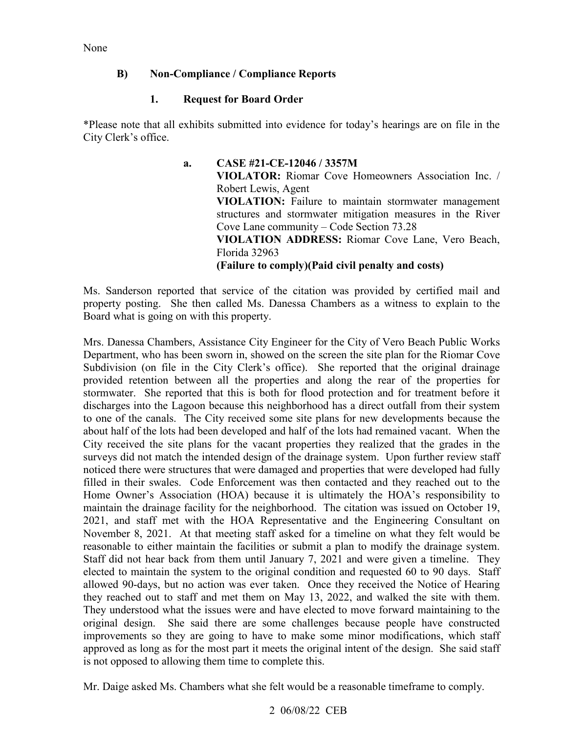None

### B) Non-Compliance / Compliance Reports

#### 1. Request for Board Order

*Please note that all exhibits submitted into evidence for today's hearings are on file in the City Clerk's office.

**a. CASE #21-CE-12046 / 3357M**
**VIOLATOR:** Riomar Cove Homeowners Association Inc. / Robert Lewis, Agent
**VIOLATION:** Failure to maintain stormwater management structures and stormwater mitigation measures in the River Cove Lane community – Code Section 73.28
**VIOLATION ADDRESS:** Riomar Cove Lane, Vero Beach, Florida 32963
**(Failure to comply)(Paid civil penalty and costs)**

Ms. Sanderson reported that service of the citation was provided by certified mail and property posting. She then called Ms. Danessa Chambers as a witness to explain to the Board what is going on with this property.

Mrs. Danessa Chambers, Assistance City Engineer for the City of Vero Beach Public Works Department, who has been sworn in, showed on the screen the site plan for the Riomar Cove Subdivision (on file in the City Clerk's office). She reported that the original drainage provided retention between all the properties and along the rear of the properties for stormwater. She reported that this is both for flood protection and for treatment before it discharges into the Lagoon because this neighborhood has a direct outfall from their system to one of the canals. The City received some site plans for new developments because the about half of the lots had been developed and half of the lots had remained vacant. When the City received the site plans for the vacant properties they realized that the grades in the surveys did not match the intended design of the drainage system. Upon further review staff noticed there were structures that were damaged and properties that were developed had fully filled in their swales. Code Enforcement was then contacted and they reached out to the Home Owner's Association (HOA) because it is ultimately the HOA's responsibility to maintain the drainage facility for the neighborhood. The citation was issued on October 19, 2021, and staff met with the HOA Representative and the Engineering Consultant on November 8, 2021. At that meeting staff asked for a timeline on what they felt would be reasonable to either maintain the facilities or submit a plan to modify the drainage system. Staff did not hear back from them until January 7, 2021 and were given a timeline. They elected to maintain the system to the original condition and requested 60 to 90 days. Staff allowed 90-days, but no action was ever taken. Once they received the Notice of Hearing they reached out to staff and met them on May 13, 2022, and walked the site with them. They understood what the issues were and have elected to move forward maintaining to the original design. She said there are some challenges because people have constructed improvements so they are going to have to make some minor modifications, which staff approved as long as for the most part it meets the original intent of the design. She said staff is not opposed to allowing them time to complete this.

Mr. Daige asked Ms. Chambers what she felt would be a reasonable timeframe to comply.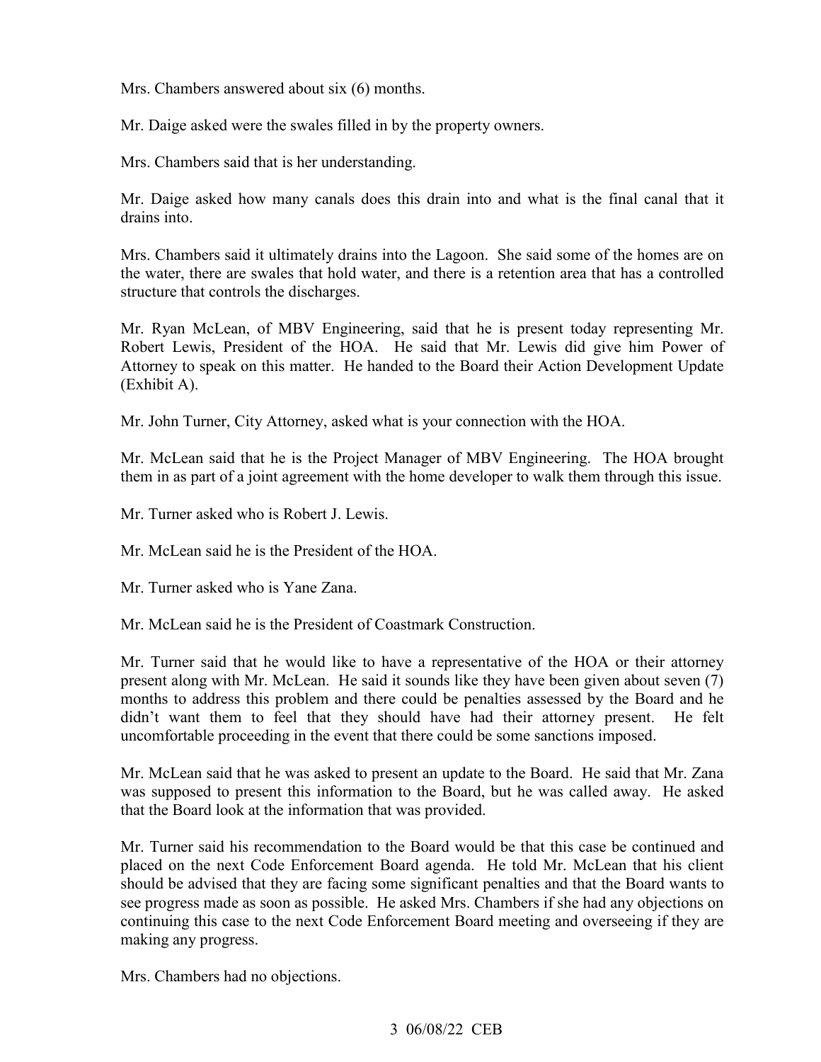Mrs. Chambers answered about six (6) months.

Mr. Daige asked were the swales filled in by the property owners.

Mrs. Chambers said that is her understanding.

Mr. Daige asked how many canals does this drain into and what is the final canal that it drains into.

Mrs. Chambers said it ultimately drains into the Lagoon. She said some of the homes are on the water, there are swales that hold water, and there is a retention area that has a controlled structure that controls the discharges.

Mr. Ryan McLean, of MBV Engineering, said that he is present today representing Mr. Robert Lewis, President of the HOA. He said that Mr. Lewis did give him Power of Attorney to speak on this matter. He handed to the Board their Action Development Update (Exhibit A).

Mr. John Turner, City Attorney, asked what is your connection with the HOA.

Mr. McLean said that he is the Project Manager of MBV Engineering. The HOA brought them in as part of a joint agreement with the home developer to walk them through this issue.

Mr. Turner asked who is Robert J. Lewis.

Mr. McLean said he is the President of the HOA.

Mr. Turner asked who is Yane Zana.

Mr. McLean said he is the President of Coastmark Construction.

Mr. Turner said that he would like to have a representative of the HOA or their attorney present along with Mr. McLean. He said it sounds like they have been given about seven (7) months to address this problem and there could be penalties assessed by the Board and he didn't want them to feel that they should have had their attorney present. He felt uncomfortable proceeding in the event that there could be some sanctions imposed.

Mr. McLean said that he was asked to present an update to the Board. He said that Mr. Zana was supposed to present this information to the Board, but he was called away. He asked that the Board look at the information that was provided.

Mr. Turner said his recommendation to the Board would be that this case be continued and placed on the next Code Enforcement Board agenda. He told Mr. McLean that his client should be advised that they are facing some significant penalties and that the Board wants to see progress made as soon as possible. He asked Mrs. Chambers if she had any objections on continuing this case to the next Code Enforcement Board meeting and overseeing if they are making any progress.

Mrs. Chambers had no objections.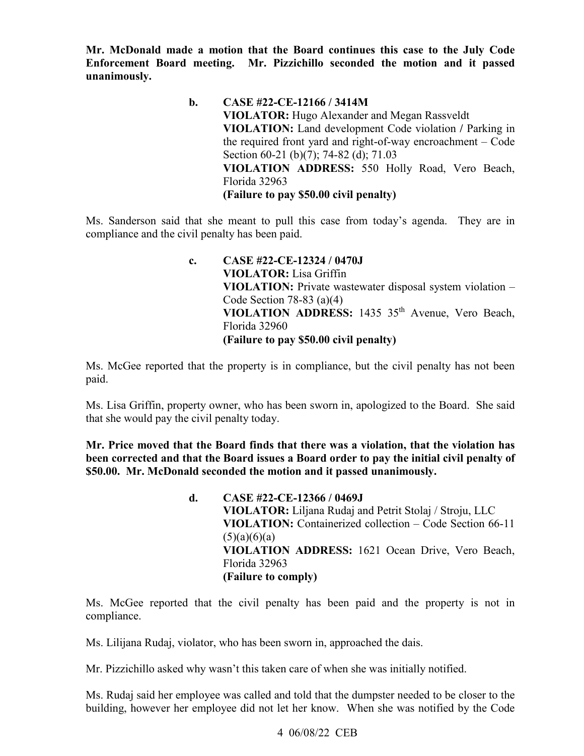**Mr. McDonald made a motion that the Board continues this case to the July Code Enforcement Board meeting. Mr. Pizzichillo seconded the motion and it passed unanimously.**

> **b. CASE #22-CE-12166 / 3414M**
> **VIOLATOR:** Hugo Alexander and Megan Rassveldt
> **VIOLATION:** Land development Code violation / Parking in the required front yard and right-of-way encroachment – Code Section 60-21 (b)(7); 74-82 (d); 71.03
> **VIOLATION ADDRESS:** 550 Holly Road, Vero Beach, Florida 32963
> **(Failure to pay $50.00 civil penalty)**

Ms. Sanderson said that she meant to pull this case from today's agenda. They are in compliance and the civil penalty has been paid.

> **c. CASE #22-CE-12324 / 0470J**
> **VIOLATOR:** Lisa Griffin
> **VIOLATION:** Private wastewater disposal system violation – Code Section 78-83 (a)(4)
> **VIOLATION ADDRESS:** 1435 35th Avenue, Vero Beach, Florida 32960
> **(Failure to pay $50.00 civil penalty)**

Ms. McGee reported that the property is in compliance, but the civil penalty has not been paid.

Ms. Lisa Griffin, property owner, who has been sworn in, apologized to the Board. She said that she would pay the civil penalty today.

**Mr. Price moved that the Board finds that there was a violation, that the violation has been corrected and that the Board issues a Board order to pay the initial civil penalty of $50.00. Mr. McDonald seconded the motion and it passed unanimously.**

> **d. CASE #22-CE-12366 / 0469J**
> **VIOLATOR:** Liljana Rudaj and Petrit Stolaj / Stroju, LLC
> **VIOLATION:** Containerized collection – Code Section 66-11 (5)(a)(6)(a)
> **VIOLATION ADDRESS:** 1621 Ocean Drive, Vero Beach, Florida 32963
> **(Failure to comply)**

Ms. McGee reported that the civil penalty has been paid and the property is not in compliance.

Ms. Lilijana Rudaj, violator, who has been sworn in, approached the dais.

Mr. Pizzichillo asked why wasn't this taken care of when she was initially notified.

Ms. Rudaj said her employee was called and told that the dumpster needed to be closer to the building, however her employee did not let her know. When she was notified by the Code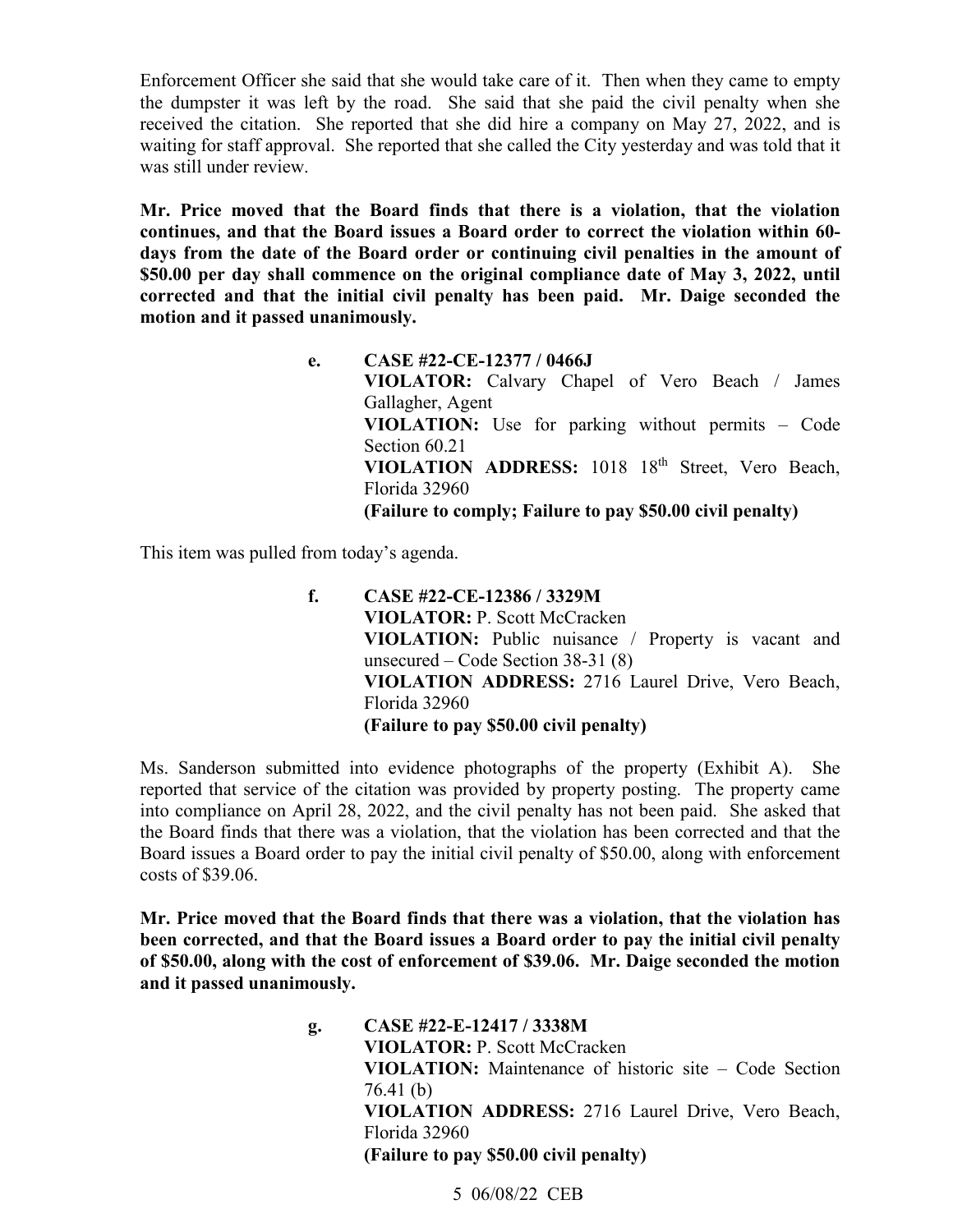Enforcement Officer she said that she would take care of it. Then when they came to empty the dumpster it was left by the road. She said that she paid the civil penalty when she received the citation. She reported that she did hire a company on May 27, 2022, and is waiting for staff approval. She reported that she called the City yesterday and was told that it was still under review.

**Mr. Price moved that the Board finds that there is a violation, that the violation continues, and that the Board issues a Board order to correct the violation within 60-days from the date of the Board order or continuing civil penalties in the amount of $50.00 per day shall commence on the original compliance date of May 3, 2022, until corrected and that the initial civil penalty has been paid. Mr. Daige seconded the motion and it passed unanimously.**

> **e. CASE #22-CE-12377 / 0466J**
> **VIOLATOR:** Calvary Chapel of Vero Beach / James Gallagher, Agent
> **VIOLATION:** Use for parking without permits – Code Section 60.21
> **VIOLATION ADDRESS:** 1018 18th Street, Vero Beach, Florida 32960
> **(Failure to comply; Failure to pay $50.00 civil penalty)**

This item was pulled from today's agenda.

> **f. CASE #22-CE-12386 / 3329M**
> **VIOLATOR:** P. Scott McCracken
> **VIOLATION:** Public nuisance / Property is vacant and unsecured – Code Section 38-31 (8)
> **VIOLATION ADDRESS:** 2716 Laurel Drive, Vero Beach, Florida 32960
> **(Failure to pay $50.00 civil penalty)**

Ms. Sanderson submitted into evidence photographs of the property (Exhibit A). She reported that service of the citation was provided by property posting. The property came into compliance on April 28, 2022, and the civil penalty has not been paid. She asked that the Board finds that there was a violation, that the violation has been corrected and that the Board issues a Board order to pay the initial civil penalty of $50.00, along with enforcement costs of $39.06.

**Mr. Price moved that the Board finds that there was a violation, that the violation has been corrected, and that the Board issues a Board order to pay the initial civil penalty of $50.00, along with the cost of enforcement of $39.06. Mr. Daige seconded the motion and it passed unanimously.**

> **g. CASE #22-E-12417 / 3338M**
> **VIOLATOR:** P. Scott McCracken
> **VIOLATION:** Maintenance of historic site – Code Section 76.41 (b)
> **VIOLATION ADDRESS:** 2716 Laurel Drive, Vero Beach, Florida 32960
> **(Failure to pay $50.00 civil penalty)**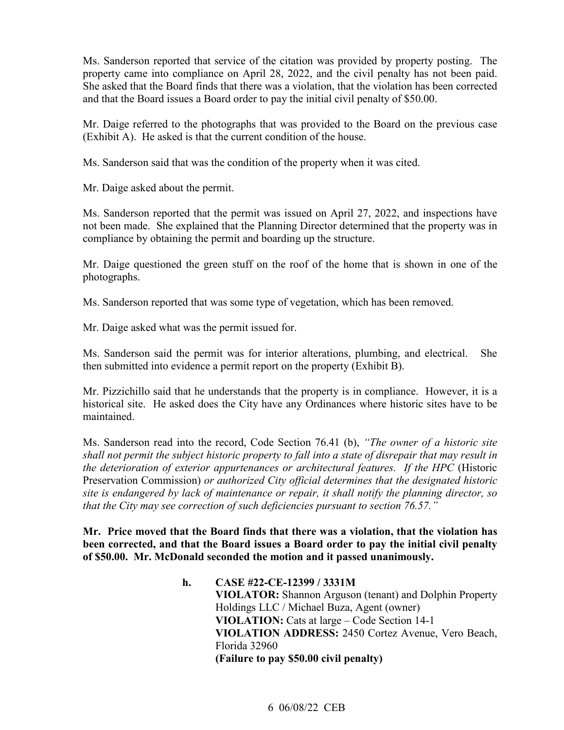Ms. Sanderson reported that service of the citation was provided by property posting. The property came into compliance on April 28, 2022, and the civil penalty has not been paid. She asked that the Board finds that there was a violation, that the violation has been corrected and that the Board issues a Board order to pay the initial civil penalty of $50.00.

Mr. Daige referred to the photographs that was provided to the Board on the previous case (Exhibit A). He asked is that the current condition of the house.

Ms. Sanderson said that was the condition of the property when it was cited.

Mr. Daige asked about the permit.

Ms. Sanderson reported that the permit was issued on April 27, 2022, and inspections have not been made. She explained that the Planning Director determined that the property was in compliance by obtaining the permit and boarding up the structure.

Mr. Daige questioned the green stuff on the roof of the home that is shown in one of the photographs.

Ms. Sanderson reported that was some type of vegetation, which has been removed.

Mr. Daige asked what was the permit issued for.

Ms. Sanderson said the permit was for interior alterations, plumbing, and electrical. She then submitted into evidence a permit report on the property (Exhibit B).

Mr. Pizzichillo said that he understands that the property is in compliance. However, it is a historical site. He asked does the City have any Ordinances where historic sites have to be maintained.

Ms. Sanderson read into the record, Code Section 76.41 (b), *"The owner of a historic site shall not permit the subject historic property to fall into a state of disrepair that may result in the deterioration of exterior appurtenances or architectural features. If the HPC* (Historic Preservation Commission) *or authorized City official determines that the designated historic site is endangered by lack of maintenance or repair, it shall notify the planning director, so that the City may see correction of such deficiencies pursuant to section 76.57."*

**Mr. Price moved that the Board finds that there was a violation, that the violation has been corrected, and that the Board issues a Board order to pay the initial civil penalty of $50.00. Mr. McDonald seconded the motion and it passed unanimously.**

**h. CASE #22-CE-12399 / 3331M**
**VIOLATOR:** Shannon Arguson (tenant) and Dolphin Property Holdings LLC / Michael Buza, Agent (owner)
**VIOLATION:** Cats at large – Code Section 14-1
**VIOLATION ADDRESS:** 2450 Cortez Avenue, Vero Beach, Florida 32960
**(Failure to pay $50.00 civil penalty)**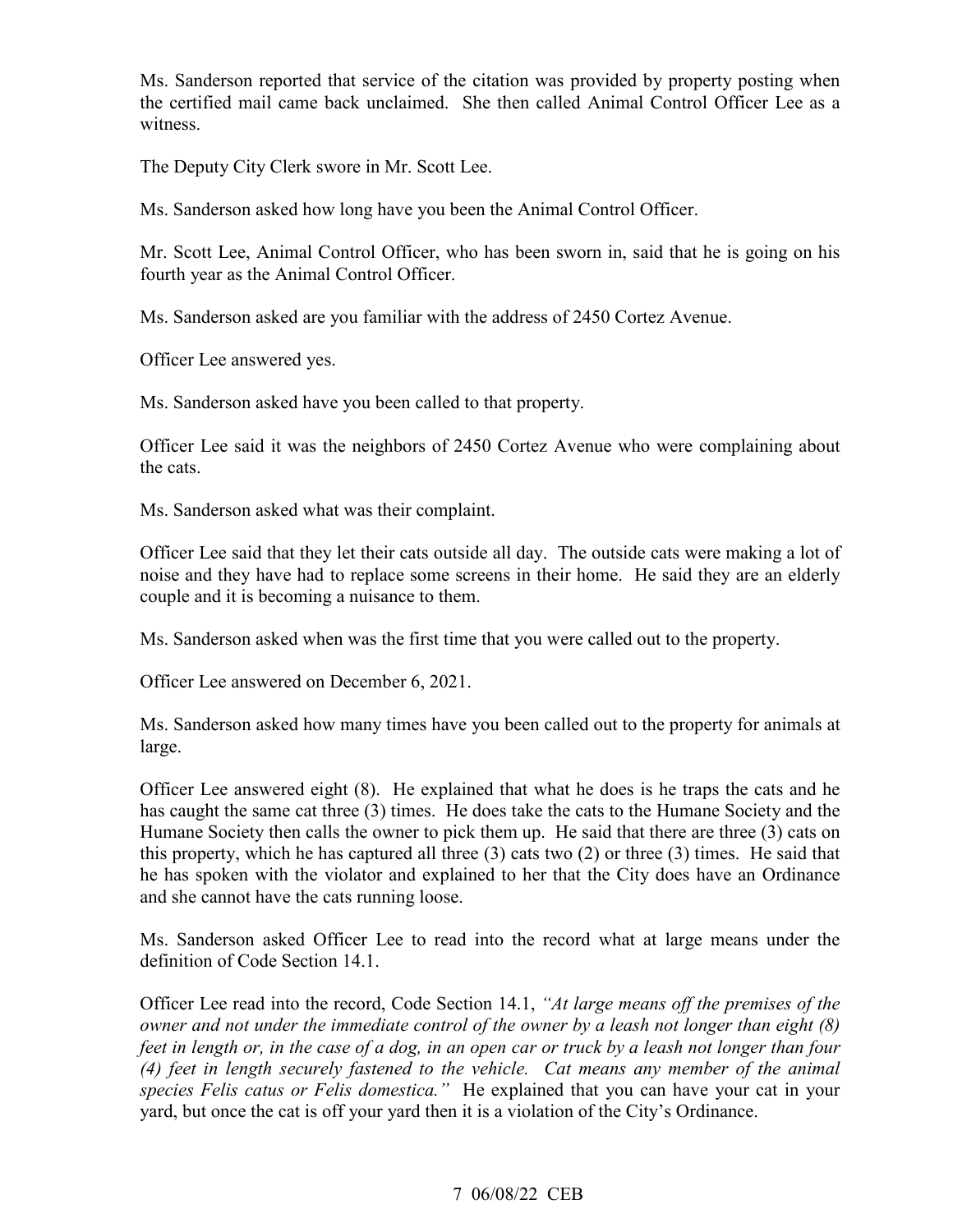Ms. Sanderson reported that service of the citation was provided by property posting when the certified mail came back unclaimed. She then called Animal Control Officer Lee as a witness.

The Deputy City Clerk swore in Mr. Scott Lee.

Ms. Sanderson asked how long have you been the Animal Control Officer.

Mr. Scott Lee, Animal Control Officer, who has been sworn in, said that he is going on his fourth year as the Animal Control Officer.

Ms. Sanderson asked are you familiar with the address of 2450 Cortez Avenue.

Officer Lee answered yes.

Ms. Sanderson asked have you been called to that property.

Officer Lee said it was the neighbors of 2450 Cortez Avenue who were complaining about the cats.

Ms. Sanderson asked what was their complaint.

Officer Lee said that they let their cats outside all day. The outside cats were making a lot of noise and they have had to replace some screens in their home. He said they are an elderly couple and it is becoming a nuisance to them.

Ms. Sanderson asked when was the first time that you were called out to the property.

Officer Lee answered on December 6, 2021.

Ms. Sanderson asked how many times have you been called out to the property for animals at large.

Officer Lee answered eight (8). He explained that what he does is he traps the cats and he has caught the same cat three (3) times. He does take the cats to the Humane Society and the Humane Society then calls the owner to pick them up. He said that there are three (3) cats on this property, which he has captured all three (3) cats two (2) or three (3) times. He said that he has spoken with the violator and explained to her that the City does have an Ordinance and she cannot have the cats running loose.

Ms. Sanderson asked Officer Lee to read into the record what at large means under the definition of Code Section 14.1.

Officer Lee read into the record, Code Section 14.1, *"At large means off the premises of the owner and not under the immediate control of the owner by a leash not longer than eight (8) feet in length or, in the case of a dog, in an open car or truck by a leash not longer than four (4) feet in length securely fastened to the vehicle. Cat means any member of the animal species Felis catus or Felis domestica."* He explained that you can have your cat in your yard, but once the cat is off your yard then it is a violation of the City's Ordinance.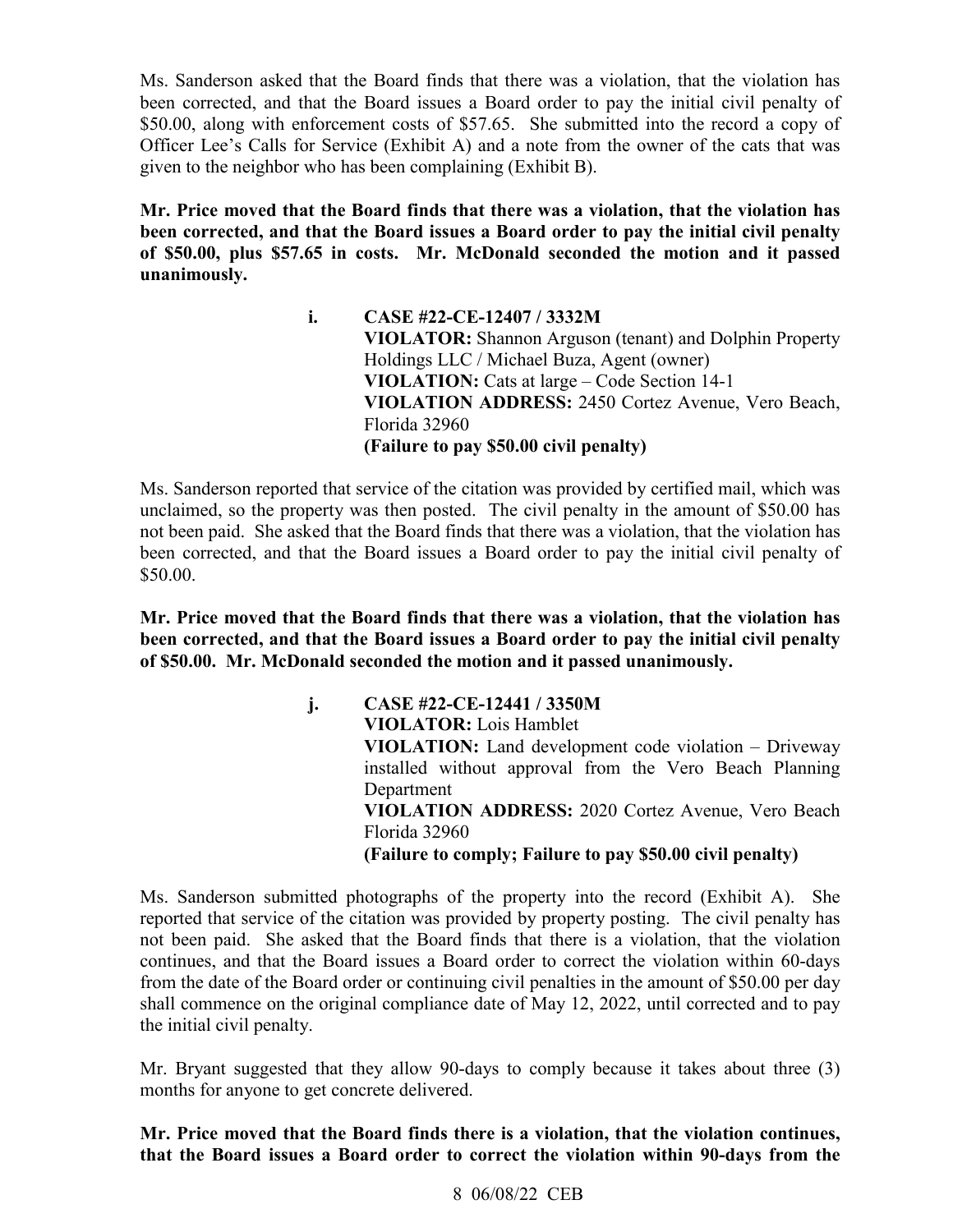Ms. Sanderson asked that the Board finds that there was a violation, that the violation has been corrected, and that the Board issues a Board order to pay the initial civil penalty of $50.00, along with enforcement costs of $57.65. She submitted into the record a copy of Officer Lee's Calls for Service (Exhibit A) and a note from the owner of the cats that was given to the neighbor who has been complaining (Exhibit B).

**Mr. Price moved that the Board finds that there was a violation, that the violation has been corrected, and that the Board issues a Board order to pay the initial civil penalty of $50.00, plus $57.65 in costs. Mr. McDonald seconded the motion and it passed unanimously.**

**i. CASE #22-CE-12407 / 3332M**
**VIOLATOR:** Shannon Arguson (tenant) and Dolphin Property Holdings LLC / Michael Buza, Agent (owner)
**VIOLATION:** Cats at large – Code Section 14-1
**VIOLATION ADDRESS:** 2450 Cortez Avenue, Vero Beach, Florida 32960
**(Failure to pay $50.00 civil penalty)**

Ms. Sanderson reported that service of the citation was provided by certified mail, which was unclaimed, so the property was then posted. The civil penalty in the amount of $50.00 has not been paid. She asked that the Board finds that there was a violation, that the violation has been corrected, and that the Board issues a Board order to pay the initial civil penalty of $50.00.

**Mr. Price moved that the Board finds that there was a violation, that the violation has been corrected, and that the Board issues a Board order to pay the initial civil penalty of $50.00. Mr. McDonald seconded the motion and it passed unanimously.**

**j. CASE #22-CE-12441 / 3350M**
**VIOLATOR:** Lois Hamblet
**VIOLATION:** Land development code violation – Driveway installed without approval from the Vero Beach Planning Department
**VIOLATION ADDRESS:** 2020 Cortez Avenue, Vero Beach Florida 32960
**(Failure to comply; Failure to pay $50.00 civil penalty)**

Ms. Sanderson submitted photographs of the property into the record (Exhibit A). She reported that service of the citation was provided by property posting. The civil penalty has not been paid. She asked that the Board finds that there is a violation, that the violation continues, and that the Board issues a Board order to correct the violation within 60-days from the date of the Board order or continuing civil penalties in the amount of $50.00 per day shall commence on the original compliance date of May 12, 2022, until corrected and to pay the initial civil penalty.

Mr. Bryant suggested that they allow 90-days to comply because it takes about three (3) months for anyone to get concrete delivered.

**Mr. Price moved that the Board finds there is a violation, that the violation continues, that the Board issues a Board order to correct the violation within 90-days from the**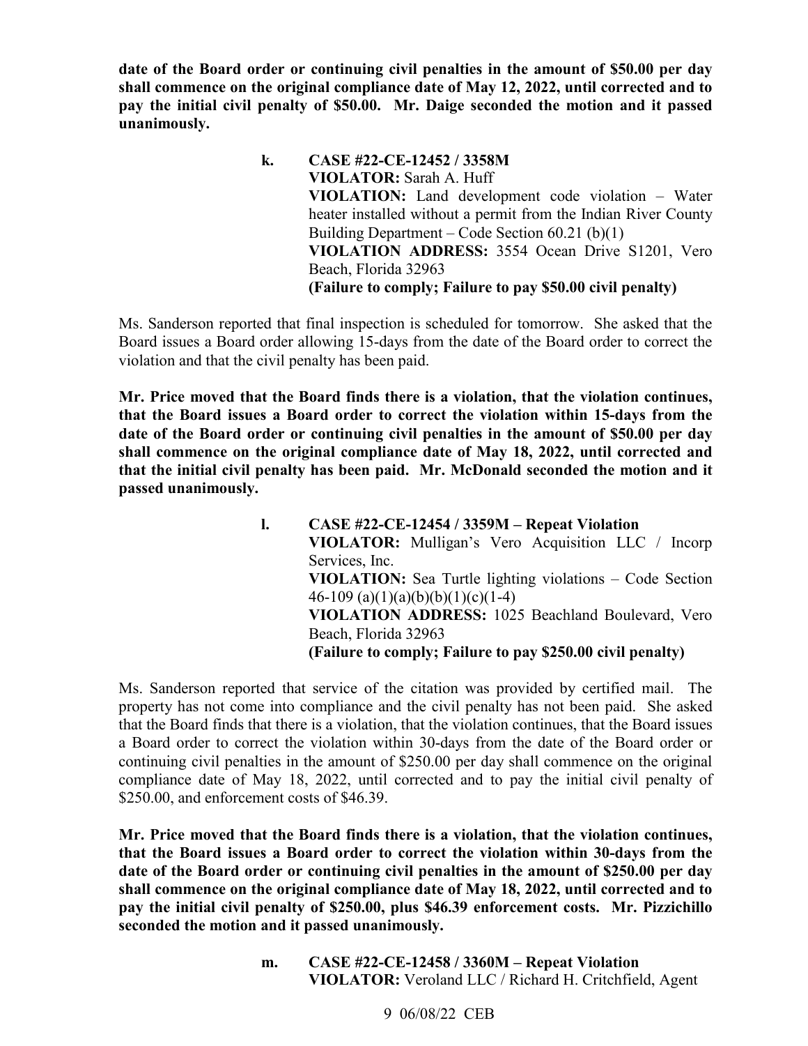**date of the Board order or continuing civil penalties in the amount of $50.00 per day shall commence on the original compliance date of May 12, 2022, until corrected and to pay the initial civil penalty of $50.00. Mr. Daige seconded the motion and it passed unanimously.**

> **k. CASE #22-CE-12452 / 3358M**
> **VIOLATOR:** Sarah A. Huff
> **VIOLATION:** Land development code violation – Water heater installed without a permit from the Indian River County Building Department – Code Section 60.21 (b)(1)
> **VIOLATION ADDRESS:** 3554 Ocean Drive S1201, Vero Beach, Florida 32963
> **(Failure to comply; Failure to pay $50.00 civil penalty)**

Ms. Sanderson reported that final inspection is scheduled for tomorrow. She asked that the Board issues a Board order allowing 15-days from the date of the Board order to correct the violation and that the civil penalty has been paid.

**Mr. Price moved that the Board finds there is a violation, that the violation continues, that the Board issues a Board order to correct the violation within 15-days from the date of the Board order or continuing civil penalties in the amount of $50.00 per day shall commence on the original compliance date of May 18, 2022, until corrected and that the initial civil penalty has been paid. Mr. McDonald seconded the motion and it passed unanimously.**

> **l. CASE #22-CE-12454 / 3359M – Repeat Violation**
> **VIOLATOR:** Mulligan's Vero Acquisition LLC / Incorp Services, Inc.
> **VIOLATION:** Sea Turtle lighting violations – Code Section 46-109 (a)(1)(a)(b)(b)(1)(c)(1-4)
> **VIOLATION ADDRESS:** 1025 Beachland Boulevard, Vero Beach, Florida 32963
> **(Failure to comply; Failure to pay $250.00 civil penalty)**

Ms. Sanderson reported that service of the citation was provided by certified mail. The property has not come into compliance and the civil penalty has not been paid. She asked that the Board finds that there is a violation, that the violation continues, that the Board issues a Board order to correct the violation within 30-days from the date of the Board order or continuing civil penalties in the amount of $250.00 per day shall commence on the original compliance date of May 18, 2022, until corrected and to pay the initial civil penalty of $250.00, and enforcement costs of $46.39.

**Mr. Price moved that the Board finds there is a violation, that the violation continues, that the Board issues a Board order to correct the violation within 30-days from the date of the Board order or continuing civil penalties in the amount of $250.00 per day shall commence on the original compliance date of May 18, 2022, until corrected and to pay the initial civil penalty of $250.00, plus $46.39 enforcement costs. Mr. Pizzichillo seconded the motion and it passed unanimously.**

> **m. CASE #22-CE-12458 / 3360M – Repeat Violation**
> **VIOLATOR:** Veroland LLC / Richard H. Critchfield, Agent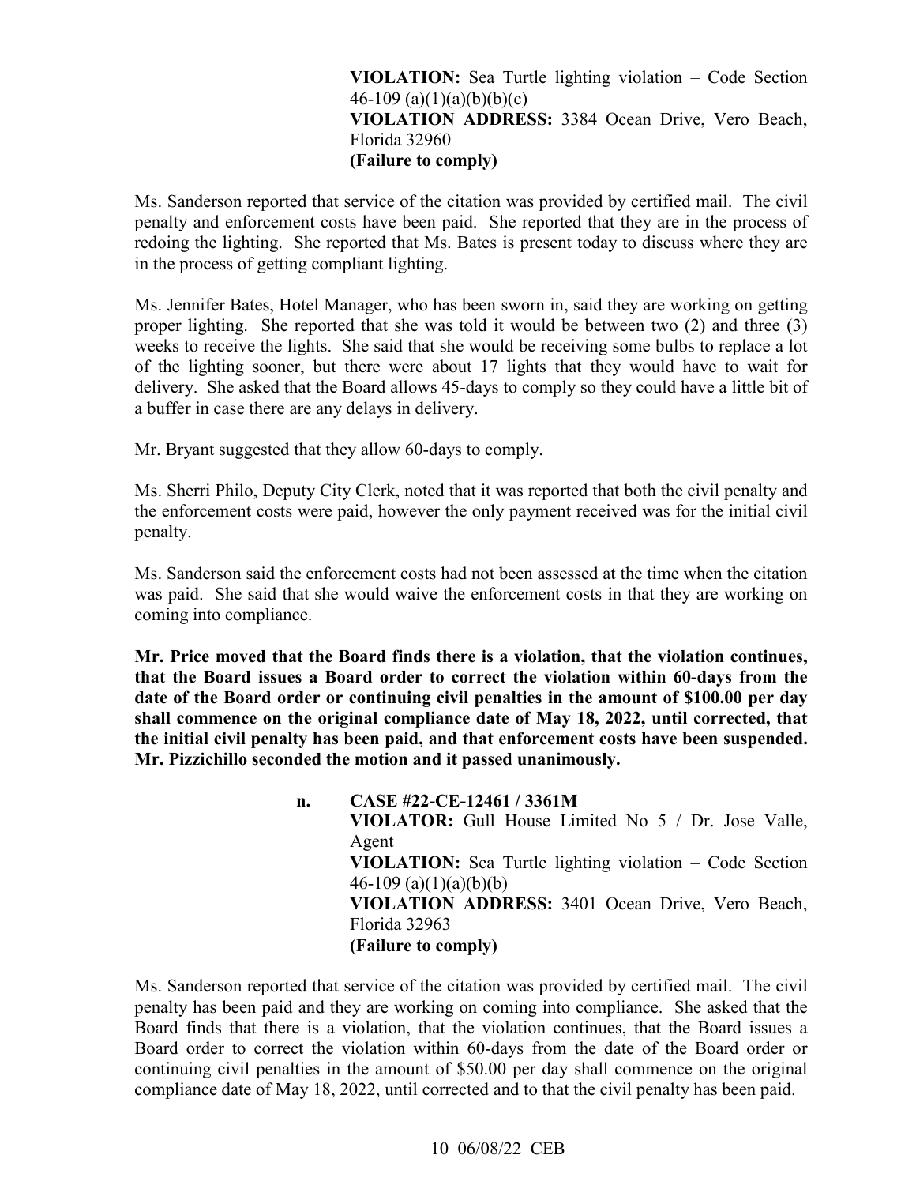**VIOLATION:** Sea Turtle lighting violation – Code Section 46-109 (a)(1)(a)(b)(b)(c)
**VIOLATION ADDRESS:** 3384 Ocean Drive, Vero Beach, Florida 32960
**(Failure to comply)**

Ms. Sanderson reported that service of the citation was provided by certified mail. The civil penalty and enforcement costs have been paid. She reported that they are in the process of redoing the lighting. She reported that Ms. Bates is present today to discuss where they are in the process of getting compliant lighting.

Ms. Jennifer Bates, Hotel Manager, who has been sworn in, said they are working on getting proper lighting. She reported that she was told it would be between two (2) and three (3) weeks to receive the lights. She said that she would be receiving some bulbs to replace a lot of the lighting sooner, but there were about 17 lights that they would have to wait for delivery. She asked that the Board allows 45-days to comply so they could have a little bit of a buffer in case there are any delays in delivery.

Mr. Bryant suggested that they allow 60-days to comply.

Ms. Sherri Philo, Deputy City Clerk, noted that it was reported that both the civil penalty and the enforcement costs were paid, however the only payment received was for the initial civil penalty.

Ms. Sanderson said the enforcement costs had not been assessed at the time when the citation was paid. She said that she would waive the enforcement costs in that they are working on coming into compliance.

**Mr. Price moved that the Board finds there is a violation, that the violation continues, that the Board issues a Board order to correct the violation within 60-days from the date of the Board order or continuing civil penalties in the amount of $100.00 per day shall commence on the original compliance date of May 18, 2022, until corrected, that the initial civil penalty has been paid, and that enforcement costs have been suspended. Mr. Pizzichillo seconded the motion and it passed unanimously.**

**n. CASE #22-CE-12461 / 3361M**
**VIOLATOR:** Gull House Limited No 5 / Dr. Jose Valle, Agent
**VIOLATION:** Sea Turtle lighting violation – Code Section 46-109 (a)(1)(a)(b)(b)
**VIOLATION ADDRESS:** 3401 Ocean Drive, Vero Beach, Florida 32963
**(Failure to comply)**

Ms. Sanderson reported that service of the citation was provided by certified mail. The civil penalty has been paid and they are working on coming into compliance. She asked that the Board finds that there is a violation, that the violation continues, that the Board issues a Board order to correct the violation within 60-days from the date of the Board order or continuing civil penalties in the amount of $50.00 per day shall commence on the original compliance date of May 18, 2022, until corrected and to that the civil penalty has been paid.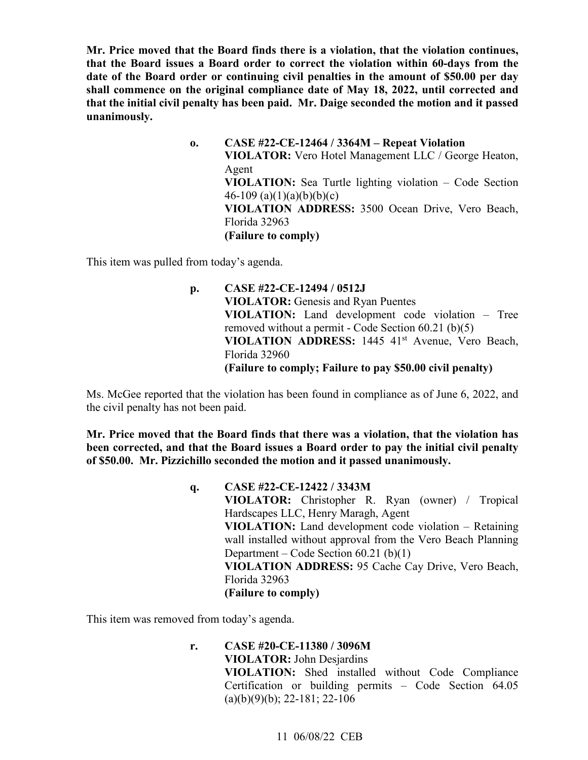**Mr. Price moved that the Board finds there is a violation, that the violation continues, that the Board issues a Board order to correct the violation within 60-days from the date of the Board order or continuing civil penalties in the amount of $50.00 per day shall commence on the original compliance date of May 18, 2022, until corrected and that the initial civil penalty has been paid. Mr. Daige seconded the motion and it passed unanimously.**

**o. CASE #22-CE-12464 / 3364M – Repeat Violation**
**VIOLATOR:** Vero Hotel Management LLC / George Heaton, Agent
**VIOLATION:** Sea Turtle lighting violation – Code Section 46-109 (a)(1)(a)(b)(b)(c)
**VIOLATION ADDRESS:** 3500 Ocean Drive, Vero Beach, Florida 32963
**(Failure to comply)**

This item was pulled from today's agenda.

**p. CASE #22-CE-12494 / 0512J**
**VIOLATOR:** Genesis and Ryan Puentes
**VIOLATION:** Land development code violation – Tree removed without a permit - Code Section 60.21 (b)(5)
**VIOLATION ADDRESS:** 1445 41st Avenue, Vero Beach, Florida 32960
**(Failure to comply; Failure to pay $50.00 civil penalty)**

Ms. McGee reported that the violation has been found in compliance as of June 6, 2022, and the civil penalty has not been paid.

**Mr. Price moved that the Board finds that there was a violation, that the violation has been corrected, and that the Board issues a Board order to pay the initial civil penalty of $50.00. Mr. Pizzichillo seconded the motion and it passed unanimously.**

**q. CASE #22-CE-12422 / 3343M**
**VIOLATOR:** Christopher R. Ryan (owner) / Tropical Hardscapes LLC, Henry Maragh, Agent
**VIOLATION:** Land development code violation – Retaining wall installed without approval from the Vero Beach Planning Department – Code Section 60.21 (b)(1)
**VIOLATION ADDRESS:** 95 Cache Cay Drive, Vero Beach, Florida 32963
**(Failure to comply)**

This item was removed from today's agenda.

**r. CASE #20-CE-11380 / 3096M**
**VIOLATOR:** John Desjardins
**VIOLATION:** Shed installed without Code Compliance Certification or building permits – Code Section 64.05 (a)(b)(9)(b); 22-181; 22-106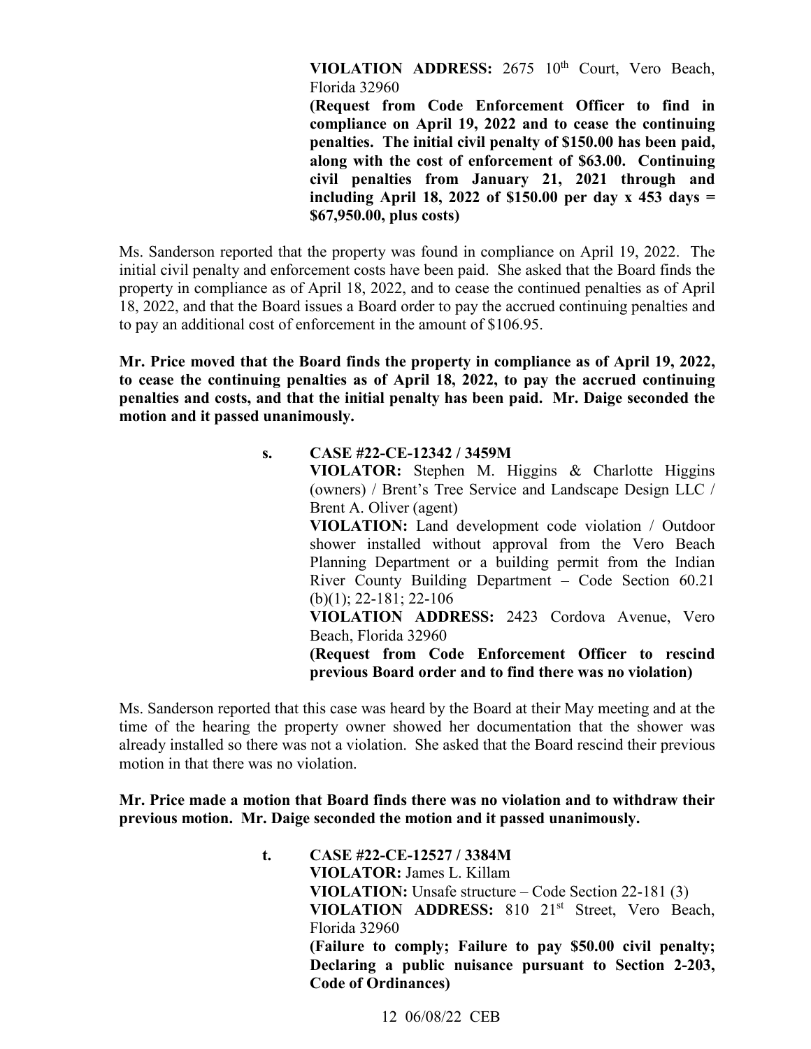**VIOLATION ADDRESS:** 2675 10th Court, Vero Beach, Florida 32960

**(Request from Code Enforcement Officer to find in compliance on April 19, 2022 and to cease the continuing penalties. The initial civil penalty of $150.00 has been paid, along with the cost of enforcement of $63.00. Continuing civil penalties from January 21, 2021 through and including April 18, 2022 of $150.00 per day x 453 days = $67,950.00, plus costs)**

Ms. Sanderson reported that the property was found in compliance on April 19, 2022. The initial civil penalty and enforcement costs have been paid. She asked that the Board finds the property in compliance as of April 18, 2022, and to cease the continued penalties as of April 18, 2022, and that the Board issues a Board order to pay the accrued continuing penalties and to pay an additional cost of enforcement in the amount of $106.95.

**Mr. Price moved that the Board finds the property in compliance as of April 19, 2022, to cease the continuing penalties as of April 18, 2022, to pay the accrued continuing penalties and costs, and that the initial penalty has been paid. Mr. Daige seconded the motion and it passed unanimously.**

**s. CASE #22-CE-12342 / 3459M**

**VIOLATOR:** Stephen M. Higgins & Charlotte Higgins (owners) / Brent's Tree Service and Landscape Design LLC / Brent A. Oliver (agent)

**VIOLATION:** Land development code violation / Outdoor shower installed without approval from the Vero Beach Planning Department or a building permit from the Indian River County Building Department – Code Section 60.21 (b)(1); 22-181; 22-106

**VIOLATION ADDRESS:** 2423 Cordova Avenue, Vero Beach, Florida 32960

**(Request from Code Enforcement Officer to rescind previous Board order and to find there was no violation)**

Ms. Sanderson reported that this case was heard by the Board at their May meeting and at the time of the hearing the property owner showed her documentation that the shower was already installed so there was not a violation. She asked that the Board rescind their previous motion in that there was no violation.

**Mr. Price made a motion that Board finds there was no violation and to withdraw their previous motion. Mr. Daige seconded the motion and it passed unanimously.**

**t. CASE #22-CE-12527 / 3384M**

**VIOLATOR:** James L. Killam

**VIOLATION:** Unsafe structure – Code Section 22-181 (3)

**VIOLATION ADDRESS:** 810 21st Street, Vero Beach, Florida 32960

**(Failure to comply; Failure to pay $50.00 civil penalty; Declaring a public nuisance pursuant to Section 2-203, Code of Ordinances)**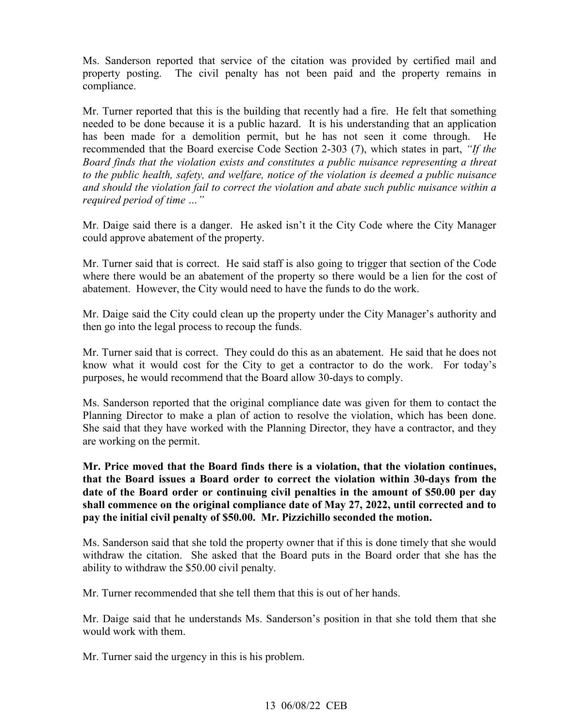Ms. Sanderson reported that service of the citation was provided by certified mail and property posting. The civil penalty has not been paid and the property remains in compliance.

Mr. Turner reported that this is the building that recently had a fire. He felt that something needed to be done because it is a public hazard. It is his understanding that an application has been made for a demolition permit, but he has not seen it come through. He recommended that the Board exercise Code Section 2-303 (7), which states in part, *"If the Board finds that the violation exists and constitutes a public nuisance representing a threat to the public health, safety, and welfare, notice of the violation is deemed a public nuisance and should the violation fail to correct the violation and abate such public nuisance within a required period of time …"*

Mr. Daige said there is a danger. He asked isn't it the City Code where the City Manager could approve abatement of the property.

Mr. Turner said that is correct. He said staff is also going to trigger that section of the Code where there would be an abatement of the property so there would be a lien for the cost of abatement. However, the City would need to have the funds to do the work.

Mr. Daige said the City could clean up the property under the City Manager's authority and then go into the legal process to recoup the funds.

Mr. Turner said that is correct. They could do this as an abatement. He said that he does not know what it would cost for the City to get a contractor to do the work. For today's purposes, he would recommend that the Board allow 30-days to comply.

Ms. Sanderson reported that the original compliance date was given for them to contact the Planning Director to make a plan of action to resolve the violation, which has been done. She said that they have worked with the Planning Director, they have a contractor, and they are working on the permit.

**Mr. Price moved that the Board finds there is a violation, that the violation continues, that the Board issues a Board order to correct the violation within 30-days from the date of the Board order or continuing civil penalties in the amount of $50.00 per day shall commence on the original compliance date of May 27, 2022, until corrected and to pay the initial civil penalty of $50.00. Mr. Pizzichillo seconded the motion.**

Ms. Sanderson said that she told the property owner that if this is done timely that she would withdraw the citation. She asked that the Board puts in the Board order that she has the ability to withdraw the $50.00 civil penalty.

Mr. Turner recommended that she tell them that this is out of her hands.

Mr. Daige said that he understands Ms. Sanderson's position in that she told them that she would work with them.

Mr. Turner said the urgency in this is his problem.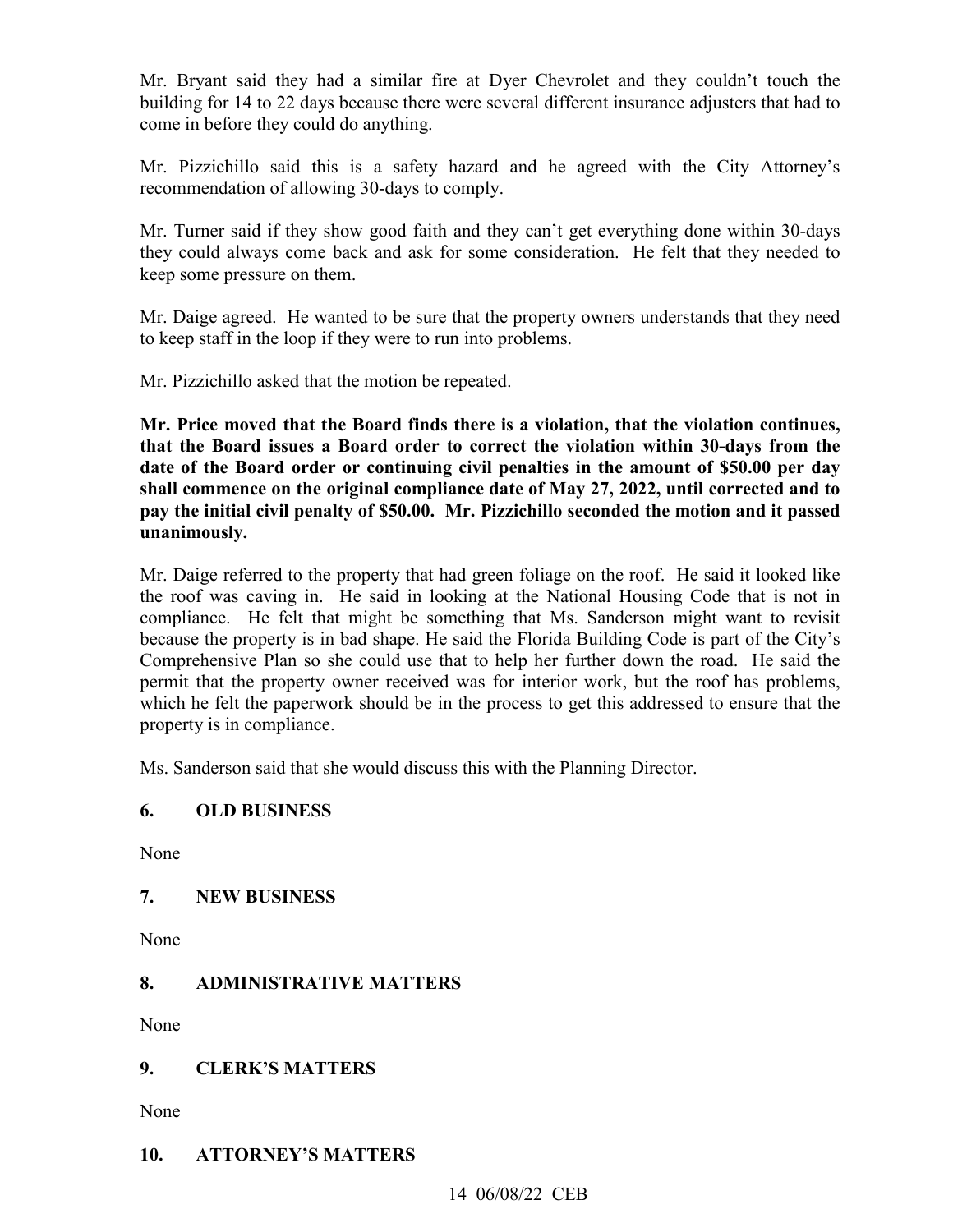Mr. Bryant said they had a similar fire at Dyer Chevrolet and they couldn't touch the building for 14 to 22 days because there were several different insurance adjusters that had to come in before they could do anything.

Mr. Pizzichillo said this is a safety hazard and he agreed with the City Attorney's recommendation of allowing 30-days to comply.

Mr. Turner said if they show good faith and they can't get everything done within 30-days they could always come back and ask for some consideration. He felt that they needed to keep some pressure on them.

Mr. Daige agreed. He wanted to be sure that the property owners understands that they need to keep staff in the loop if they were to run into problems.

Mr. Pizzichillo asked that the motion be repeated.

**Mr. Price moved that the Board finds there is a violation, that the violation continues, that the Board issues a Board order to correct the violation within 30-days from the date of the Board order or continuing civil penalties in the amount of $50.00 per day shall commence on the original compliance date of May 27, 2022, until corrected and to pay the initial civil penalty of $50.00. Mr. Pizzichillo seconded the motion and it passed unanimously.**

Mr. Daige referred to the property that had green foliage on the roof. He said it looked like the roof was caving in. He said in looking at the National Housing Code that is not in compliance. He felt that might be something that Ms. Sanderson might want to revisit because the property is in bad shape. He said the Florida Building Code is part of the City's Comprehensive Plan so she could use that to help her further down the road. He said the permit that the property owner received was for interior work, but the roof has problems, which he felt the paperwork should be in the process to get this addressed to ensure that the property is in compliance.

Ms. Sanderson said that she would discuss this with the Planning Director.

## 6. OLD BUSINESS

None

## 7. NEW BUSINESS

None

## 8. ADMINISTRATIVE MATTERS

None

## 9. CLERK'S MATTERS

None

## 10. ATTORNEY'S MATTERS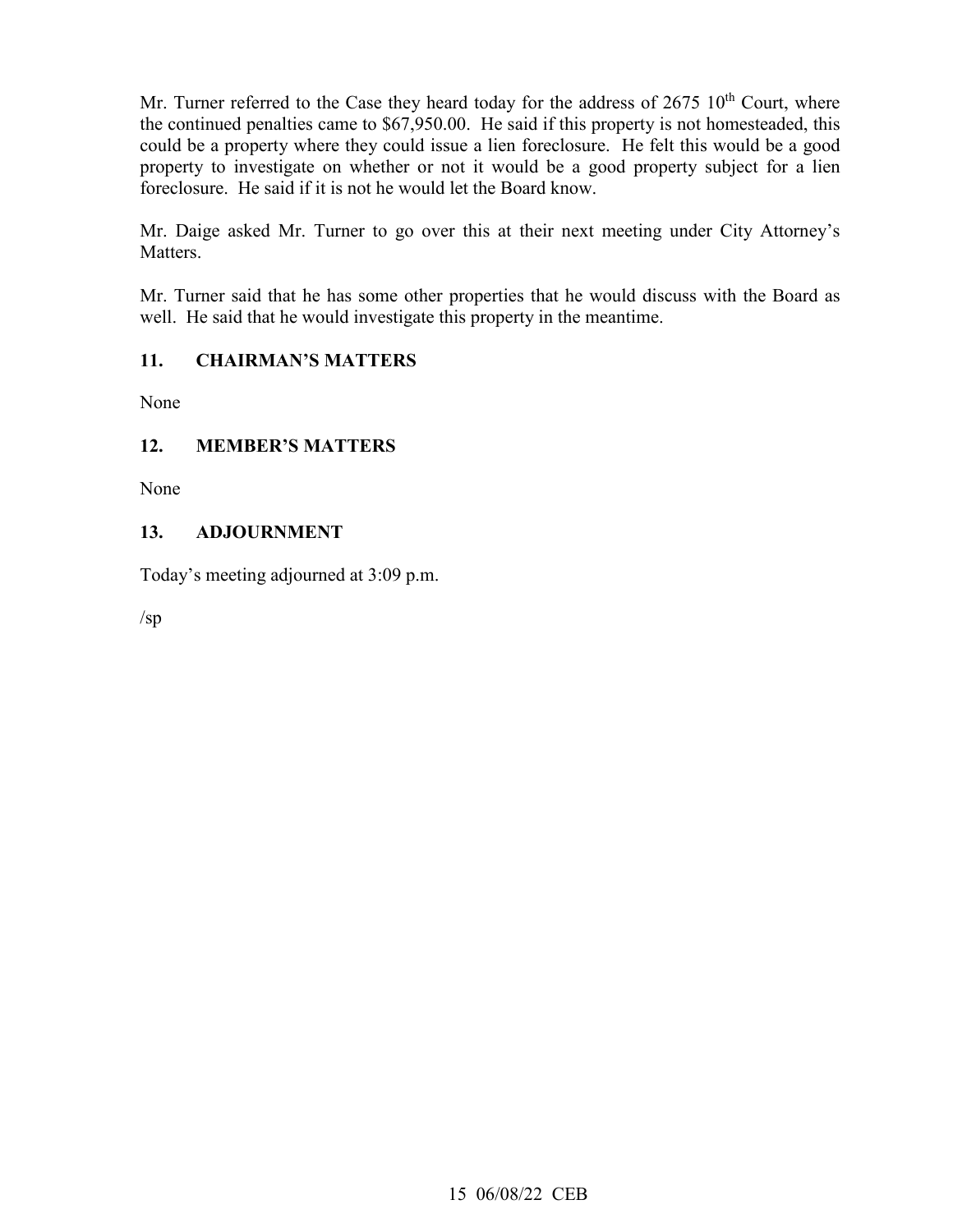Mr. Turner referred to the Case they heard today for the address of 2675 10th Court, where the continued penalties came to $67,950.00. He said if this property is not homesteaded, this could be a property where they could issue a lien foreclosure. He felt this would be a good property to investigate on whether or not it would be a good property subject for a lien foreclosure. He said if it is not he would let the Board know.

Mr. Daige asked Mr. Turner to go over this at their next meeting under City Attorney's Matters.

Mr. Turner said that he has some other properties that he would discuss with the Board as well. He said that he would investigate this property in the meantime.

## 11. CHAIRMAN'S MATTERS

None

## 12. MEMBER'S MATTERS

None

## 13. ADJOURNMENT

Today's meeting adjourned at 3:09 p.m.

/sp